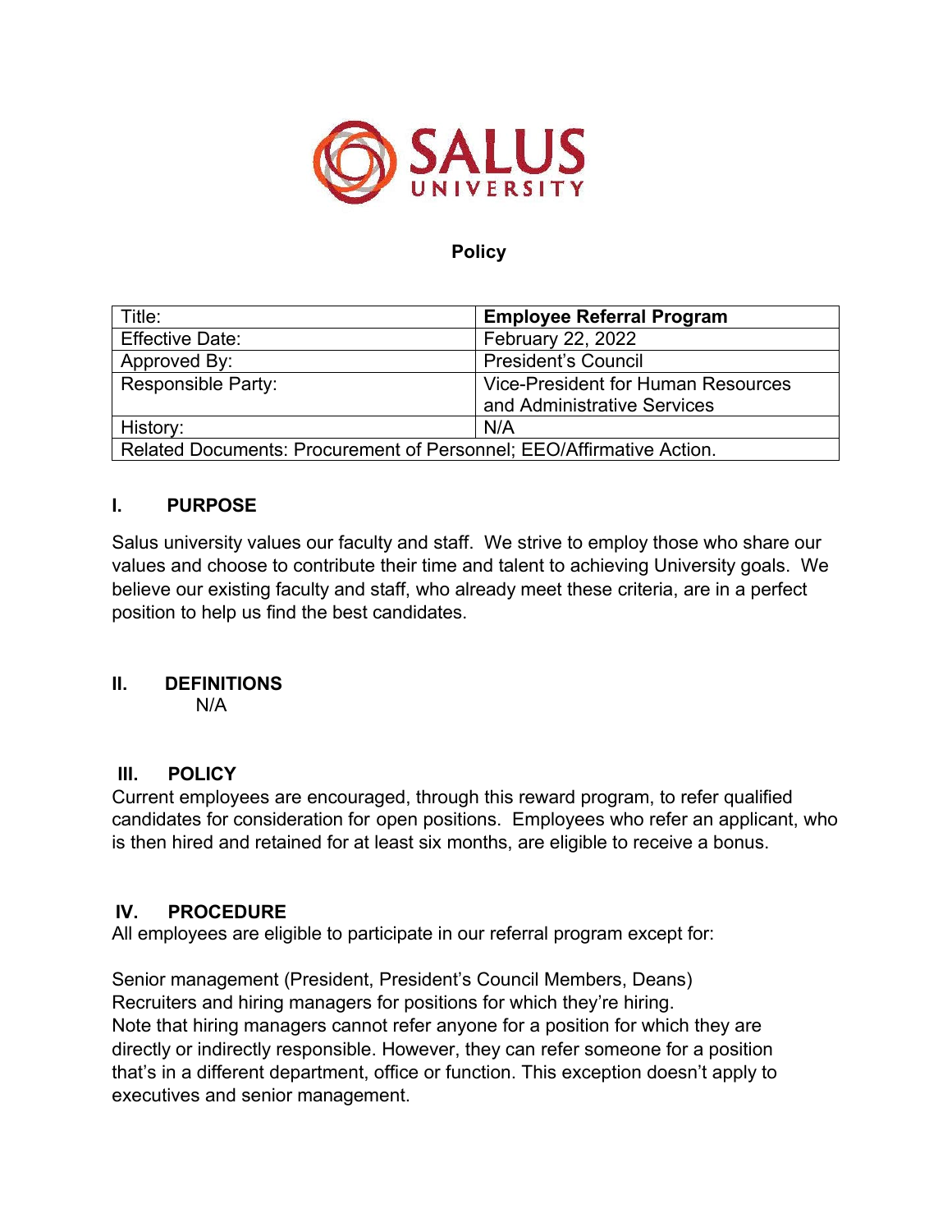**SALUS UNIVERSITY**

## Policy

| Title: | **Employee Referral Program** |
|---|---|
| Effective Date: | February 22, 2022 |
| Approved By: | President's Council |
| Responsible Party: | Vice-President for Human Resources and Administrative Services |
| History: | N/A |
| Related Documents: Procurement of Personnel; EEO/Affirmative Action. | |

## I. PURPOSE

Salus university values our faculty and staff. We strive to employ those who share our values and choose to contribute their time and talent to achieving University goals. We believe our existing faculty and staff, who already meet these criteria, are in a perfect position to help us find the best candidates.

## II. DEFINITIONS

N/A

## III. POLICY

Current employees are encouraged, through this reward program, to refer qualified candidates for consideration for open positions. Employees who refer an applicant, who is then hired and retained for at least six months, are eligible to receive a bonus.

## IV. PROCEDURE

All employees are eligible to participate in our referral program except for:

Senior management (President, President's Council Members, Deans)
Recruiters and hiring managers for positions for which they're hiring.
Note that hiring managers cannot refer anyone for a position for which they are directly or indirectly responsible. However, they can refer someone for a position that's in a different department, office or function. This exception doesn't apply to executives and senior management.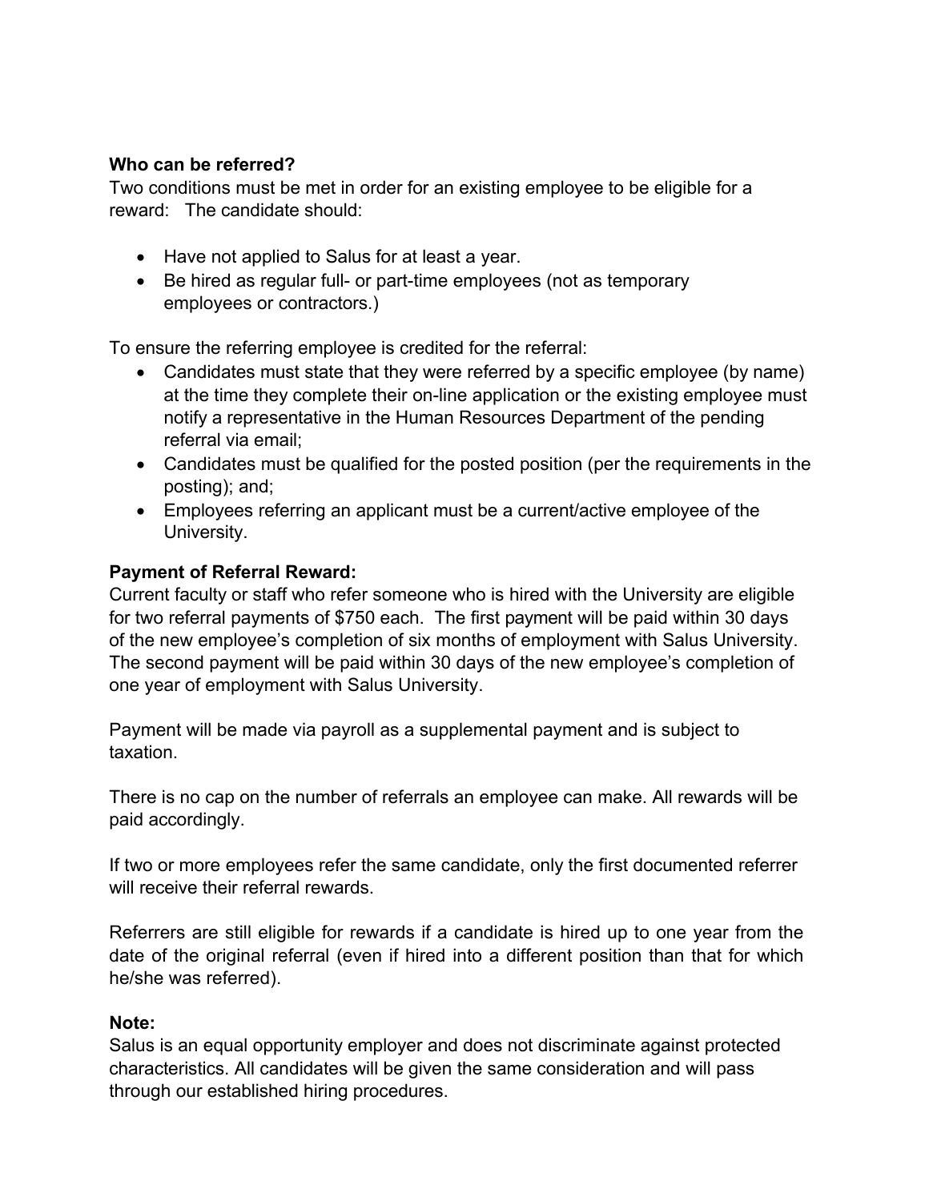**Who can be referred?**

Two conditions must be met in order for an existing employee to be eligible for a reward: The candidate should:

- Have not applied to Salus for at least a year.
- Be hired as regular full- or part-time employees (not as temporary employees or contractors.)

To ensure the referring employee is credited for the referral:

- Candidates must state that they were referred by a specific employee (by name) at the time they complete their on-line application or the existing employee must notify a representative in the Human Resources Department of the pending referral via email;
- Candidates must be qualified for the posted position (per the requirements in the posting); and;
- Employees referring an applicant must be a current/active employee of the University.

**Payment of Referral Reward:**

Current faculty or staff who refer someone who is hired with the University are eligible for two referral payments of $750 each. The first payment will be paid within 30 days of the new employee's completion of six months of employment with Salus University. The second payment will be paid within 30 days of the new employee's completion of one year of employment with Salus University.

Payment will be made via payroll as a supplemental payment and is subject to taxation.

There is no cap on the number of referrals an employee can make. All rewards will be paid accordingly.

If two or more employees refer the same candidate, only the first documented referrer will receive their referral rewards.

Referrers are still eligible for rewards if a candidate is hired up to one year from the date of the original referral (even if hired into a different position than that for which he/she was referred).

**Note:**

Salus is an equal opportunity employer and does not discriminate against protected characteristics. All candidates will be given the same consideration and will pass through our established hiring procedures.